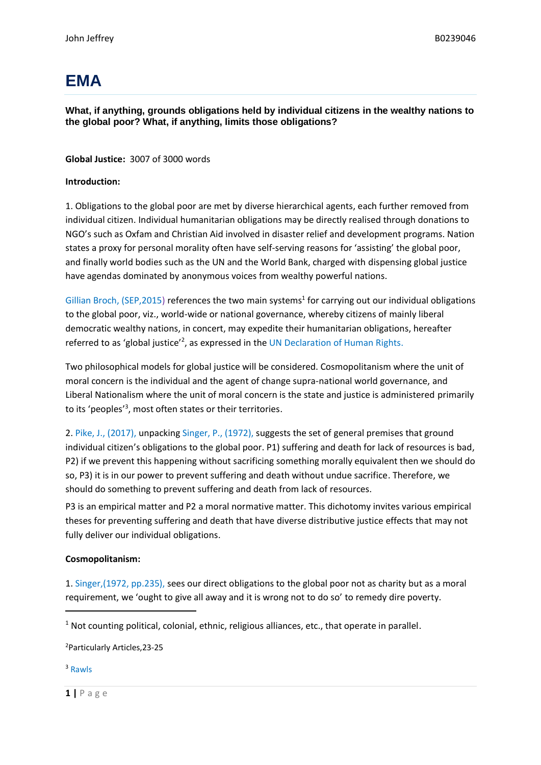# EMA

**What, if anything, grounds obligations held by individual citizens in the wealthy nations to the global poor? What, if anything, limits those obligations?**

**Global Justice:** 3007 of 3000 words

**Introduction:**

1. Obligations to the global poor are met by diverse hierarchical agents, each further removed from individual citizen. Individual humanitarian obligations may be directly realised through donations to NGO's such as Oxfam and Christian Aid involved in disaster relief and development programs. Nation states a proxy for personal morality often have self-serving reasons for 'assisting' the global poor, and finally world bodies such as the UN and the World Bank, charged with dispensing global justice have agendas dominated by anonymous voices from wealthy powerful nations.

Gillian Broch, (SEP,2015) references the two main systems[1] for carrying out our individual obligations to the global poor, viz., world-wide or national governance, whereby citizens of mainly liberal democratic wealthy nations, in concert, may expedite their humanitarian obligations, hereafter referred to as 'global justice'[2], as expressed in the UN Declaration of Human Rights.

Two philosophical models for global justice will be considered. Cosmopolitanism where the unit of moral concern is the individual and the agent of change supra-national world governance, and Liberal Nationalism where the unit of moral concern is the state and justice is administered primarily to its 'peoples'[3], most often states or their territories.

2. Pike, J., (2017), unpacking Singer, P., (1972), suggests the set of general premises that ground individual citizen's obligations to the global poor. P1) suffering and death for lack of resources is bad, P2) if we prevent this happening without sacrificing something morally equivalent then we should do so, P3) it is in our power to prevent suffering and death without undue sacrifice. Therefore, we should do something to prevent suffering and death from lack of resources.

P3 is an empirical matter and P2 a moral normative matter. This dichotomy invites various empirical theses for preventing suffering and death that have diverse distributive justice effects that may not fully deliver our individual obligations.

**Cosmopolitanism:**

1. Singer,(1972, pp.235), sees our direct obligations to the global poor not as charity but as a moral requirement, we 'ought to give all away and it is wrong not to do so' to remedy dire poverty.

---

[1] Not counting political, colonial, ethnic, religious alliances, etc., that operate in parallel.

[2] Particularly Articles,23-25

[3] Rawls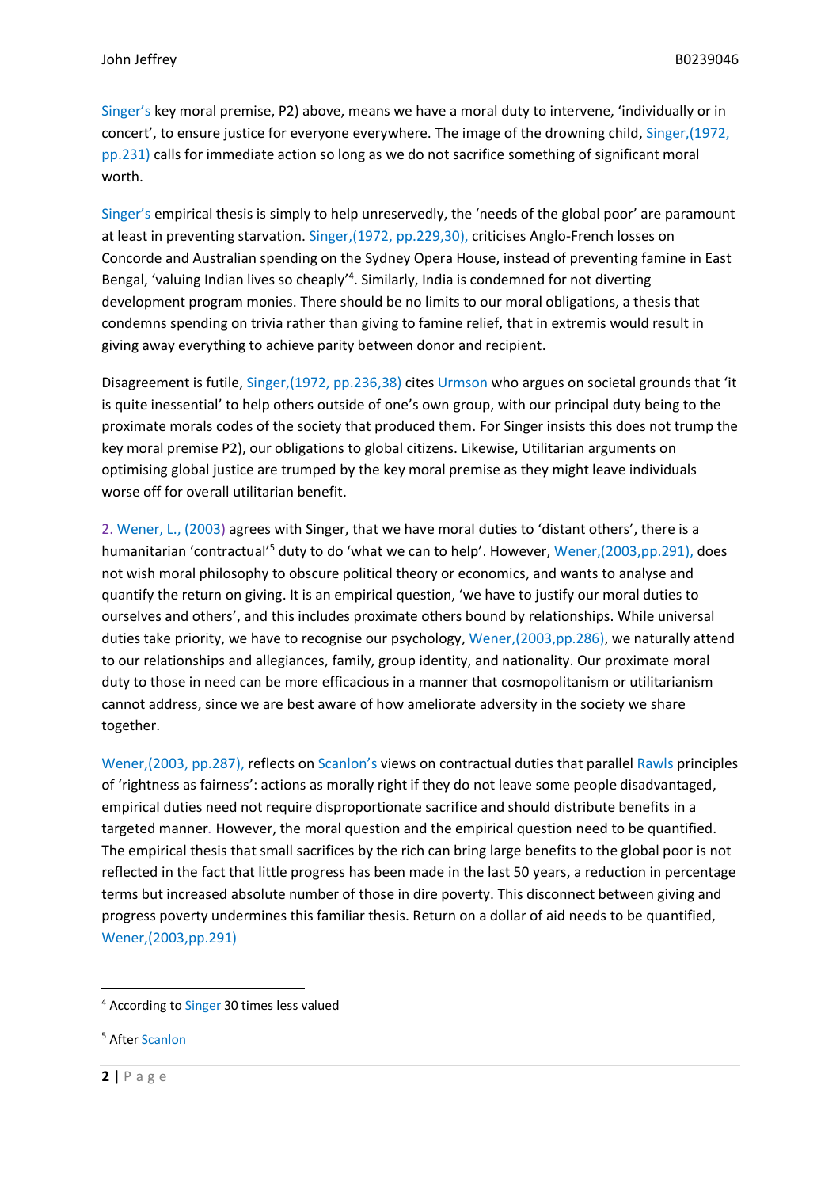Singer's key moral premise, P2) above, means we have a moral duty to intervene, 'individually or in concert', to ensure justice for everyone everywhere. The image of the drowning child, Singer,(1972, pp.231) calls for immediate action so long as we do not sacrifice something of significant moral worth.

Singer's empirical thesis is simply to help unreservedly, the 'needs of the global poor' are paramount at least in preventing starvation. Singer,(1972, pp.229,30), criticises Anglo-French losses on Concorde and Australian spending on the Sydney Opera House, instead of preventing famine in East Bengal, 'valuing Indian lives so cheaply'[4]. Similarly, India is condemned for not diverting development program monies. There should be no limits to our moral obligations, a thesis that condemns spending on trivia rather than giving to famine relief, that in extremis would result in giving away everything to achieve parity between donor and recipient.

Disagreement is futile, Singer,(1972, pp.236,38) cites Urmson who argues on societal grounds that 'it is quite inessential' to help others outside of one's own group, with our principal duty being to the proximate morals codes of the society that produced them. For Singer insists this does not trump the key moral premise P2), our obligations to global citizens. Likewise, Utilitarian arguments on optimising global justice are trumped by the key moral premise as they might leave individuals worse off for overall utilitarian benefit.

2. Wener, L., (2003) agrees with Singer, that we have moral duties to 'distant others', there is a humanitarian 'contractual'[5] duty to do 'what we can to help'. However, Wener,(2003,pp.291), does not wish moral philosophy to obscure political theory or economics, and wants to analyse and quantify the return on giving. It is an empirical question, 'we have to justify our moral duties to ourselves and others', and this includes proximate others bound by relationships. While universal duties take priority, we have to recognise our psychology, Wener,(2003,pp.286), we naturally attend to our relationships and allegiances, family, group identity, and nationality. Our proximate moral duty to those in need can be more efficacious in a manner that cosmopolitanism or utilitarianism cannot address, since we are best aware of how ameliorate adversity in the society we share together.

Wener,(2003, pp.287), reflects on Scanlon's views on contractual duties that parallel Rawls principles of 'rightness as fairness': actions as morally right if they do not leave some people disadvantaged, empirical duties need not require disproportionate sacrifice and should distribute benefits in a targeted manner. However, the moral question and the empirical question need to be quantified. The empirical thesis that small sacrifices by the rich can bring large benefits to the global poor is not reflected in the fact that little progress has been made in the last 50 years, a reduction in percentage terms but increased absolute number of those in dire poverty. This disconnect between giving and progress poverty undermines this familiar thesis. Return on a dollar of aid needs to be quantified, Wener,(2003,pp.291)

---

[4] According to Singer 30 times less valued

[5] After Scanlon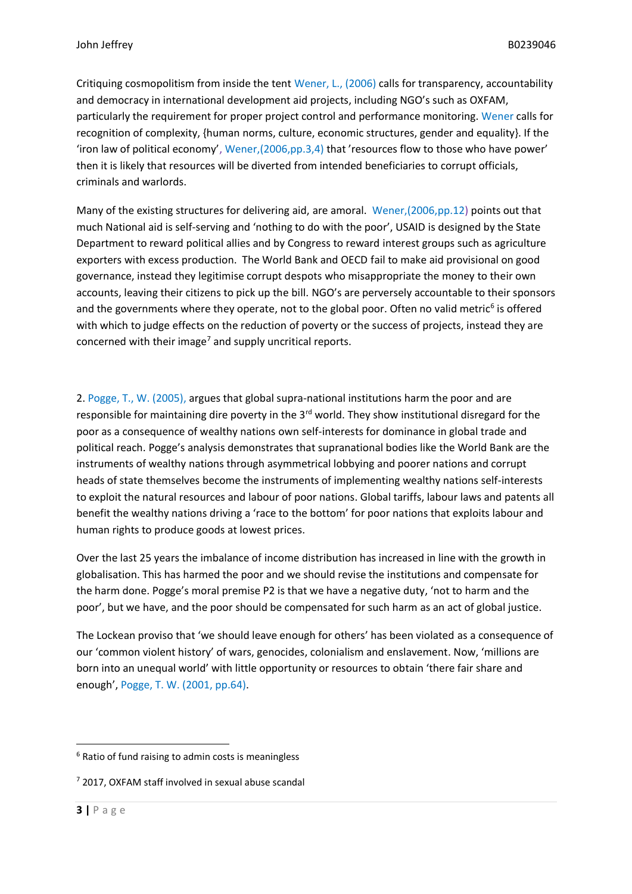Critiquing cosmopolitism from inside the tent Wener, L., (2006) calls for transparency, accountability and democracy in international development aid projects, including NGO's such as OXFAM, particularly the requirement for proper project control and performance monitoring. Wener calls for recognition of complexity, {human norms, culture, economic structures, gender and equality}. If the 'iron law of political economy', Wener,(2006,pp.3,4) that 'resources flow to those who have power' then it is likely that resources will be diverted from intended beneficiaries to corrupt officials, criminals and warlords.

Many of the existing structures for delivering aid, are amoral. Wener,(2006,pp.12) points out that much National aid is self-serving and 'nothing to do with the poor', USAID is designed by the State Department to reward political allies and by Congress to reward interest groups such as agriculture exporters with excess production. The World Bank and OECD fail to make aid provisional on good governance, instead they legitimise corrupt despots who misappropriate the money to their own accounts, leaving their citizens to pick up the bill. NGO's are perversely accountable to their sponsors and the governments where they operate, not to the global poor. Often no valid metric[6] is offered with which to judge effects on the reduction of poverty or the success of projects, instead they are concerned with their image[7] and supply uncritical reports.

2. Pogge, T., W. (2005), argues that global supra-national institutions harm the poor and are responsible for maintaining dire poverty in the 3rd world. They show institutional disregard for the poor as a consequence of wealthy nations own self-interests for dominance in global trade and political reach. Pogge's analysis demonstrates that supranational bodies like the World Bank are the instruments of wealthy nations through asymmetrical lobbying and poorer nations and corrupt heads of state themselves become the instruments of implementing wealthy nations self-interests to exploit the natural resources and labour of poor nations. Global tariffs, labour laws and patents all benefit the wealthy nations driving a 'race to the bottom' for poor nations that exploits labour and human rights to produce goods at lowest prices.

Over the last 25 years the imbalance of income distribution has increased in line with the growth in globalisation. This has harmed the poor and we should revise the institutions and compensate for the harm done. Pogge's moral premise P2 is that we have a negative duty, 'not to harm and the poor', but we have, and the poor should be compensated for such harm as an act of global justice.

The Lockean proviso that 'we should leave enough for others' has been violated as a consequence of our 'common violent history' of wars, genocides, colonialism and enslavement. Now, 'millions are born into an unequal world' with little opportunity or resources to obtain 'there fair share and enough', Pogge, T. W. (2001, pp.64).

---

[6] Ratio of fund raising to admin costs is meaningless

[7] 2017, OXFAM staff involved in sexual abuse scandal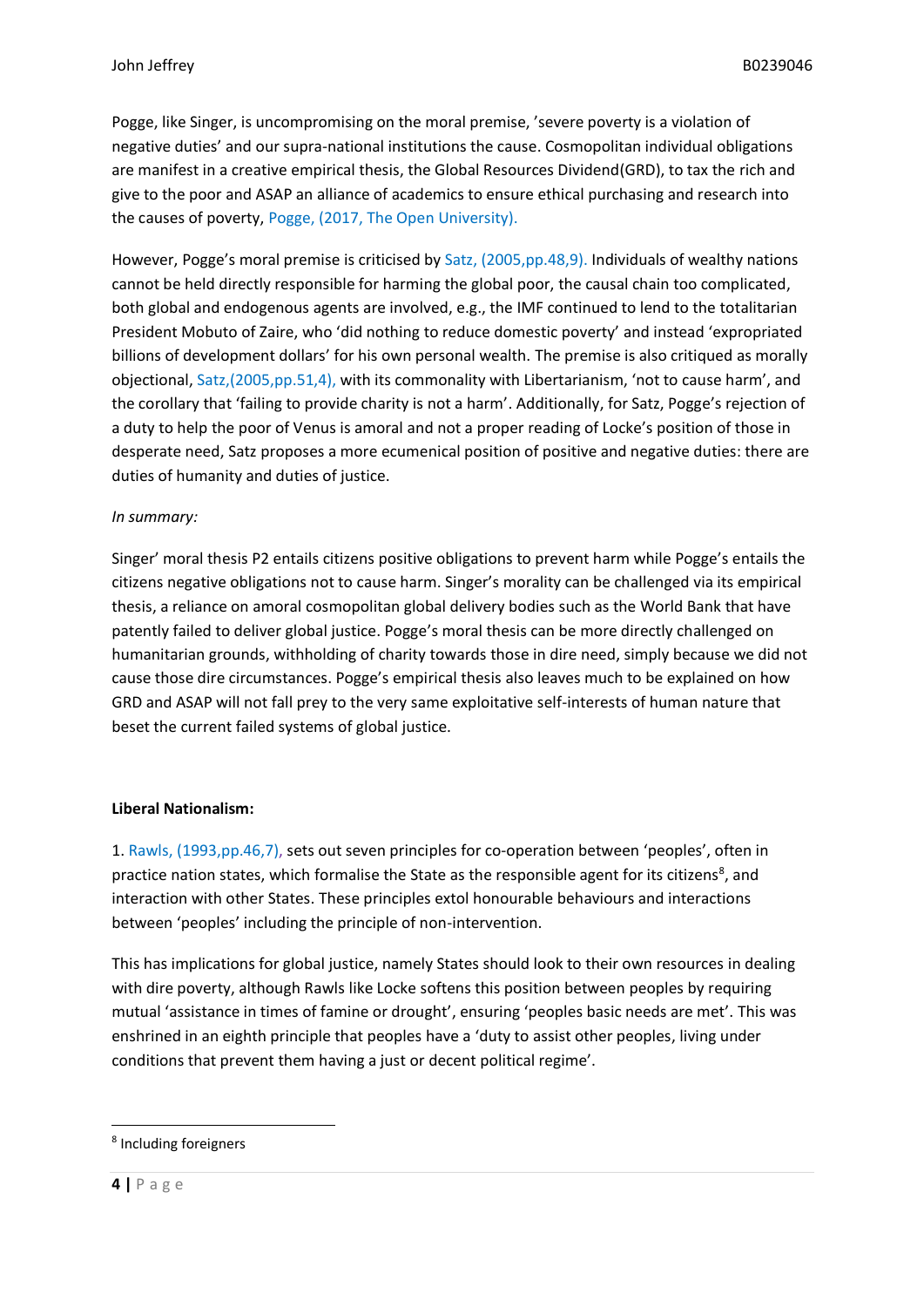Pogge, like Singer, is uncompromising on the moral premise, 'severe poverty is a violation of negative duties' and our supra-national institutions the cause. Cosmopolitan individual obligations are manifest in a creative empirical thesis, the Global Resources Dividend(GRD), to tax the rich and give to the poor and ASAP an alliance of academics to ensure ethical purchasing and research into the causes of poverty, Pogge, (2017, The Open University).

However, Pogge's moral premise is criticised by Satz, (2005,pp.48,9). Individuals of wealthy nations cannot be held directly responsible for harming the global poor, the causal chain too complicated, both global and endogenous agents are involved, e.g., the IMF continued to lend to the totalitarian President Mobuto of Zaire, who 'did nothing to reduce domestic poverty' and instead 'expropriated billions of development dollars' for his own personal wealth. The premise is also critiqued as morally objectional, Satz,(2005,pp.51,4), with its commonality with Libertarianism, 'not to cause harm', and the corollary that 'failing to provide charity is not a harm'. Additionally, for Satz, Pogge's rejection of a duty to help the poor of Venus is amoral and not a proper reading of Locke's position of those in desperate need, Satz proposes a more ecumenical position of positive and negative duties: there are duties of humanity and duties of justice.

*In summary:*

Singer' moral thesis P2 entails citizens positive obligations to prevent harm while Pogge's entails the citizens negative obligations not to cause harm. Singer's morality can be challenged via its empirical thesis, a reliance on amoral cosmopolitan global delivery bodies such as the World Bank that have patently failed to deliver global justice. Pogge's moral thesis can be more directly challenged on humanitarian grounds, withholding of charity towards those in dire need, simply because we did not cause those dire circumstances. Pogge's empirical thesis also leaves much to be explained on how GRD and ASAP will not fall prey to the very same exploitative self-interests of human nature that beset the current failed systems of global justice.

**Liberal Nationalism:**

1. Rawls, (1993,pp.46,7), sets out seven principles for co-operation between 'peoples', often in practice nation states, which formalise the State as the responsible agent for its citizens[8], and interaction with other States. These principles extol honourable behaviours and interactions between 'peoples' including the principle of non-intervention.

This has implications for global justice, namely States should look to their own resources in dealing with dire poverty, although Rawls like Locke softens this position between peoples by requiring mutual 'assistance in times of famine or drought', ensuring 'peoples basic needs are met'. This was enshrined in an eighth principle that peoples have a 'duty to assist other peoples, living under conditions that prevent them having a just or decent political regime'.

[8] Including foreigners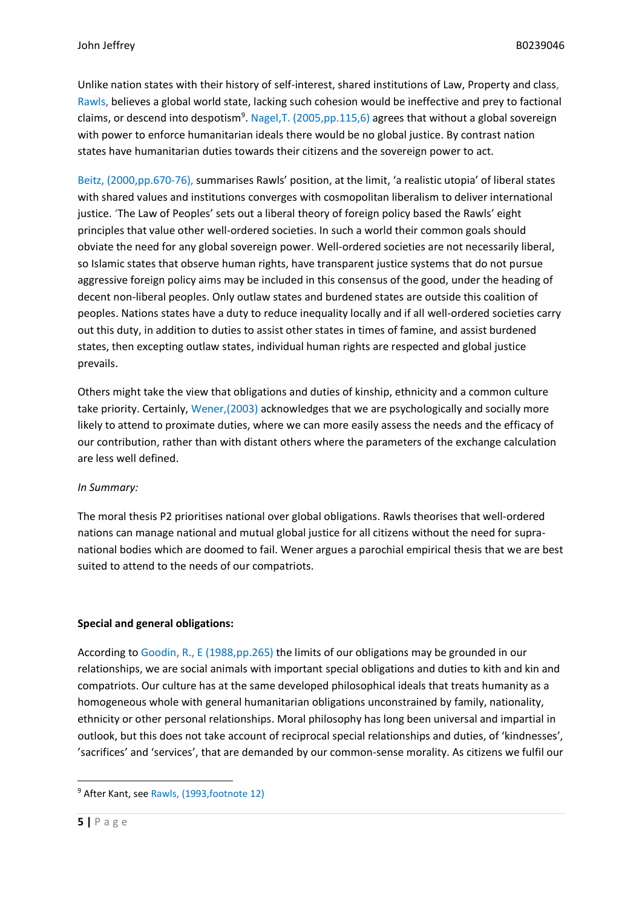Unlike nation states with their history of self-interest, shared institutions of Law, Property and class, Rawls, believes a global world state, lacking such cohesion would be ineffective and prey to factional claims, or descend into despotism[9]. Nagel,T. (2005,pp.115,6) agrees that without a global sovereign with power to enforce humanitarian ideals there would be no global justice. By contrast nation states have humanitarian duties towards their citizens and the sovereign power to act.

Beitz, (2000,pp.670-76), summarises Rawls' position, at the limit, 'a realistic utopia' of liberal states with shared values and institutions converges with cosmopolitan liberalism to deliver international justice. 'The Law of Peoples' sets out a liberal theory of foreign policy based the Rawls' eight principles that value other well-ordered societies. In such a world their common goals should obviate the need for any global sovereign power. Well-ordered societies are not necessarily liberal, so Islamic states that observe human rights, have transparent justice systems that do not pursue aggressive foreign policy aims may be included in this consensus of the good, under the heading of decent non-liberal peoples. Only outlaw states and burdened states are outside this coalition of peoples. Nations states have a duty to reduce inequality locally and if all well-ordered societies carry out this duty, in addition to duties to assist other states in times of famine, and assist burdened states, then excepting outlaw states, individual human rights are respected and global justice prevails.

Others might take the view that obligations and duties of kinship, ethnicity and a common culture take priority. Certainly, Wener,(2003) acknowledges that we are psychologically and socially more likely to attend to proximate duties, where we can more easily assess the needs and the efficacy of our contribution, rather than with distant others where the parameters of the exchange calculation are less well defined.

*In Summary:*

The moral thesis P2 prioritises national over global obligations. Rawls theorises that well-ordered nations can manage national and mutual global justice for all citizens without the need for supra-national bodies which are doomed to fail. Wener argues a parochial empirical thesis that we are best suited to attend to the needs of our compatriots.

**Special and general obligations:**

According to Goodin, R., E (1988,pp.265) the limits of our obligations may be grounded in our relationships, we are social animals with important special obligations and duties to kith and kin and compatriots. Our culture has at the same developed philosophical ideals that treats humanity as a homogeneous whole with general humanitarian obligations unconstrained by family, nationality, ethnicity or other personal relationships. Moral philosophy has long been universal and impartial in outlook, but this does not take account of reciprocal special relationships and duties, of 'kindnesses', 'sacrifices' and 'services', that are demanded by our common-sense morality. As citizens we fulfil our

[9] After Kant, see Rawls, (1993,footnote 12)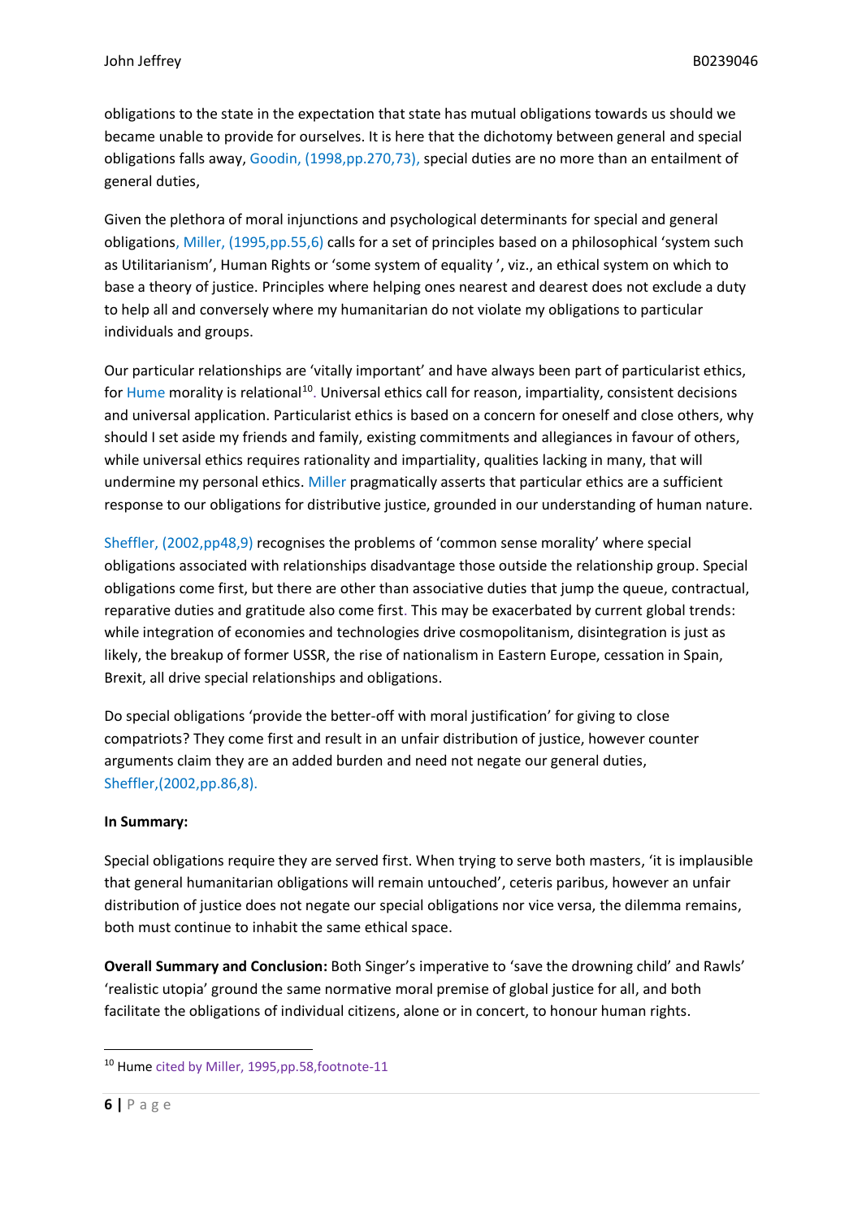obligations to the state in the expectation that state has mutual obligations towards us should we became unable to provide for ourselves. It is here that the dichotomy between general and special obligations falls away, Goodin, (1998,pp.270,73), special duties are no more than an entailment of general duties,

Given the plethora of moral injunctions and psychological determinants for special and general obligations, Miller, (1995,pp.55,6) calls for a set of principles based on a philosophical 'system such as Utilitarianism', Human Rights or 'some system of equality ', viz., an ethical system on which to base a theory of justice. Principles where helping ones nearest and dearest does not exclude a duty to help all and conversely where my humanitarian do not violate my obligations to particular individuals and groups.

Our particular relationships are 'vitally important' and have always been part of particularist ethics, for Hume morality is relational[10]. Universal ethics call for reason, impartiality, consistent decisions and universal application. Particularist ethics is based on a concern for oneself and close others, why should I set aside my friends and family, existing commitments and allegiances in favour of others, while universal ethics requires rationality and impartiality, qualities lacking in many, that will undermine my personal ethics. Miller pragmatically asserts that particular ethics are a sufficient response to our obligations for distributive justice, grounded in our understanding of human nature.

Sheffler, (2002,pp48,9) recognises the problems of 'common sense morality' where special obligations associated with relationships disadvantage those outside the relationship group. Special obligations come first, but there are other than associative duties that jump the queue, contractual, reparative duties and gratitude also come first. This may be exacerbated by current global trends: while integration of economies and technologies drive cosmopolitanism, disintegration is just as likely, the breakup of former USSR, the rise of nationalism in Eastern Europe, cessation in Spain, Brexit, all drive special relationships and obligations.

Do special obligations 'provide the better-off with moral justification' for giving to close compatriots? They come first and result in an unfair distribution of justice, however counter arguments claim they are an added burden and need not negate our general duties, Sheffler,(2002,pp.86,8).

**In Summary:**

Special obligations require they are served first. When trying to serve both masters, 'it is implausible that general humanitarian obligations will remain untouched', ceteris paribus, however an unfair distribution of justice does not negate our special obligations nor vice versa, the dilemma remains, both must continue to inhabit the same ethical space.

**Overall Summary and Conclusion:** Both Singer's imperative to 'save the drowning child' and Rawls' 'realistic utopia' ground the same normative moral premise of global justice for all, and both facilitate the obligations of individual citizens, alone or in concert, to honour human rights.

---

[10] Hume cited by Miller, 1995,pp.58,footnote-11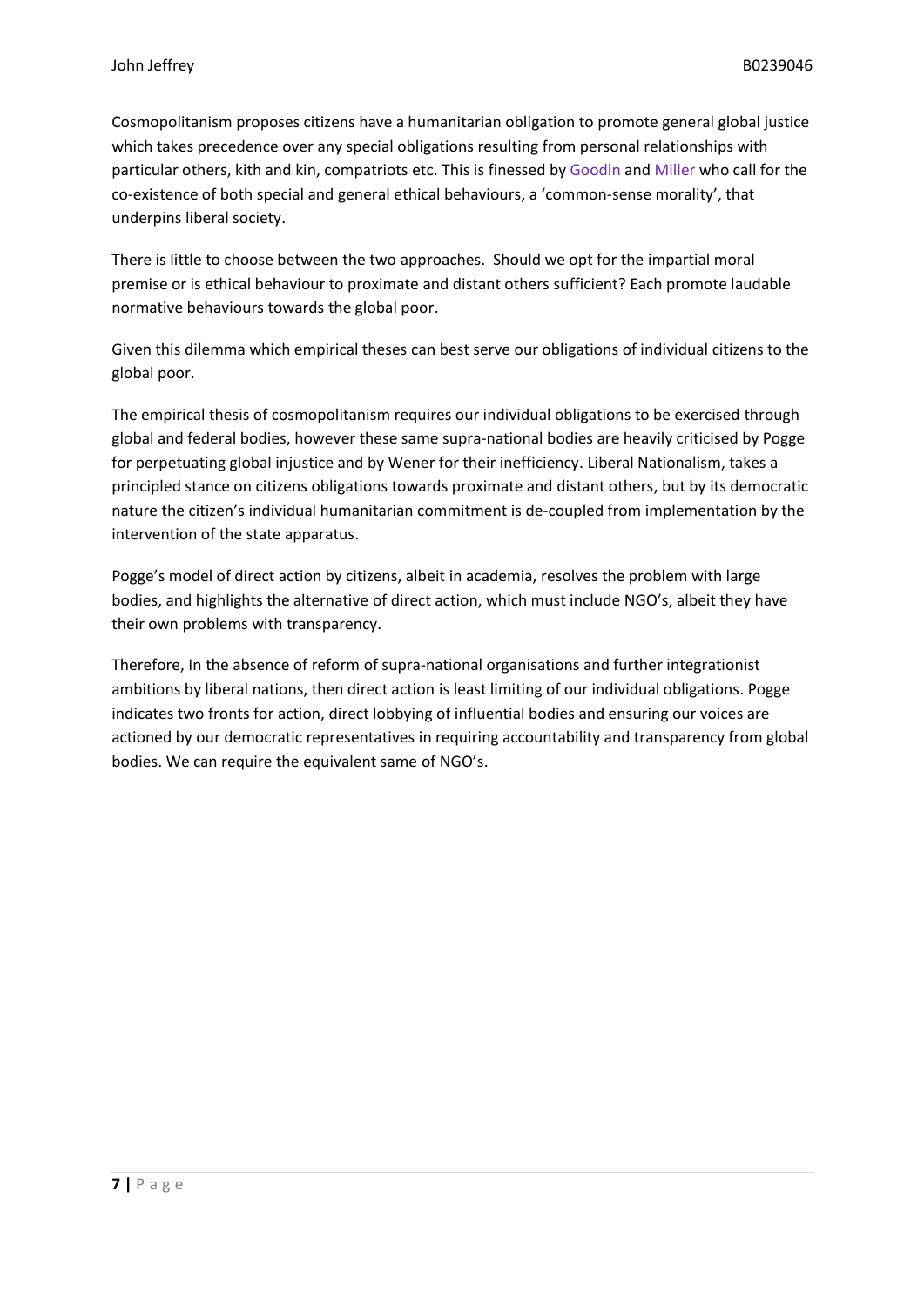Cosmopolitanism proposes citizens have a humanitarian obligation to promote general global justice which takes precedence over any special obligations resulting from personal relationships with particular others, kith and kin, compatriots etc. This is finessed by Goodin and Miller who call for the co-existence of both special and general ethical behaviours, a 'common-sense morality', that underpins liberal society.

There is little to choose between the two approaches. Should we opt for the impartial moral premise or is ethical behaviour to proximate and distant others sufficient? Each promote laudable normative behaviours towards the global poor.

Given this dilemma which empirical theses can best serve our obligations of individual citizens to the global poor.

The empirical thesis of cosmopolitanism requires our individual obligations to be exercised through global and federal bodies, however these same supra-national bodies are heavily criticised by Pogge for perpetuating global injustice and by Wener for their inefficiency. Liberal Nationalism, takes a principled stance on citizens obligations towards proximate and distant others, but by its democratic nature the citizen's individual humanitarian commitment is de-coupled from implementation by the intervention of the state apparatus.

Pogge's model of direct action by citizens, albeit in academia, resolves the problem with large bodies, and highlights the alternative of direct action, which must include NGO's, albeit they have their own problems with transparency.

Therefore, In the absence of reform of supra-national organisations and further integrationist ambitions by liberal nations, then direct action is least limiting of our individual obligations. Pogge indicates two fronts for action, direct lobbying of influential bodies and ensuring our voices are actioned by our democratic representatives in requiring accountability and transparency from global bodies. We can require the equivalent same of NGO's.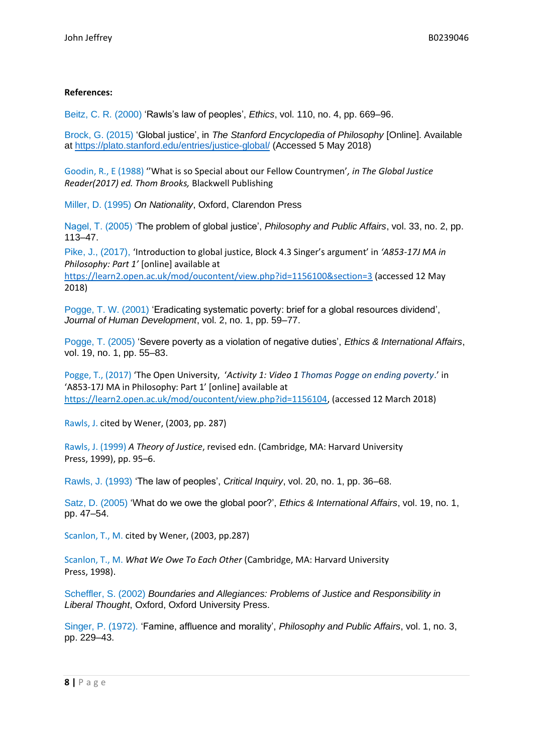**References:**

Beitz, C. R. (2000) 'Rawls's law of peoples', *Ethics*, vol. 110, no. 4, pp. 669–96.

Brock, G. (2015) 'Global justice', in *The Stanford Encyclopedia of Philosophy* [Online]. Available at https://plato.stanford.edu/entries/justice-global/ (Accessed 5 May 2018)

Goodin, R., E (1988) ''What is so Special about our Fellow Countrymen', *in The Global Justice Reader(2017) ed. Thom Brooks,* Blackwell Publishing

Miller, D. (1995) *On Nationality*, Oxford, Clarendon Press

Nagel, T. (2005) 'The problem of global justice', *Philosophy and Public Affairs*, vol. 33, no. 2, pp. 113–47.

Pike, J., (2017), 'Introduction to global justice, Block 4.3 Singer's argument' in *'A853-17J MA in Philosophy: Part 1'* [online] available at https://learn2.open.ac.uk/mod/oucontent/view.php?id=1156100&section=3 (accessed 12 May 2018)

Pogge, T. W. (2001) 'Eradicating systematic poverty: brief for a global resources dividend', *Journal of Human Development*, vol. 2, no. 1, pp. 59–77.

Pogge, T. (2005) 'Severe poverty as a violation of negative duties', *Ethics & International Affairs*, vol. 19, no. 1, pp. 55–83.

Pogge, T., (2017) 'The Open University, *'Activity 1: Video 1 Thomas Pogge on ending poverty*.' in 'A853-17J MA in Philosophy: Part 1' [online] available at https://learn2.open.ac.uk/mod/oucontent/view.php?id=1156104, (accessed 12 March 2018)

Rawls, J. cited by Wener, (2003, pp. 287)

Rawls, J. (1999) *A Theory of Justice*, revised edn. (Cambridge, MA: Harvard University Press, 1999), pp. 95–6.

Rawls, J. (1993) 'The law of peoples', *Critical Inquiry*, vol. 20, no. 1, pp. 36–68.

Satz, D. (2005) 'What do we owe the global poor?', *Ethics & International Affairs*, vol. 19, no. 1, pp. 47–54.

Scanlon, T., M. cited by Wener, (2003, pp.287)

Scanlon, T., M. *What We Owe To Each Other* (Cambridge, MA: Harvard University Press, 1998).

Scheffler, S. (2002) *Boundaries and Allegiances: Problems of Justice and Responsibility in Liberal Thought*, Oxford, Oxford University Press.

Singer, P. (1972). 'Famine, affluence and morality', *Philosophy and Public Affairs*, vol. 1, no. 3, pp. 229–43.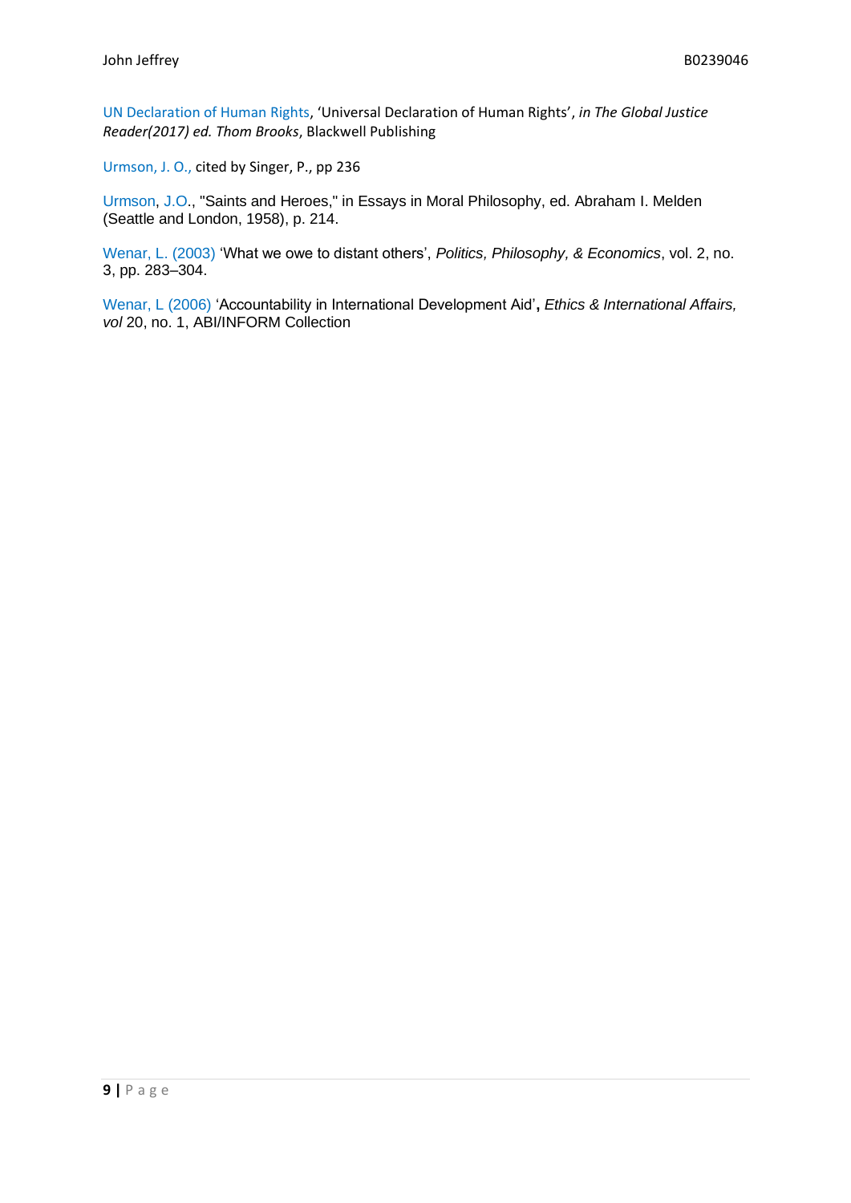UN Declaration of Human Rights, 'Universal Declaration of Human Rights', *in The Global Justice Reader(2017) ed. Thom Brooks*, Blackwell Publishing

Urmson, J. O., cited by Singer, P., pp 236

Urmson, J.O., "Saints and Heroes," in Essays in Moral Philosophy, ed. Abraham I. Melden (Seattle and London, 1958), p. 214.

Wenar, L. (2003) 'What we owe to distant others', *Politics, Philosophy, & Economics*, vol. 2, no. 3, pp. 283–304.

Wenar, L (2006) 'Accountability in International Development Aid'**,** *Ethics & International Affairs, vol* 20, no. 1, ABI/INFORM Collection